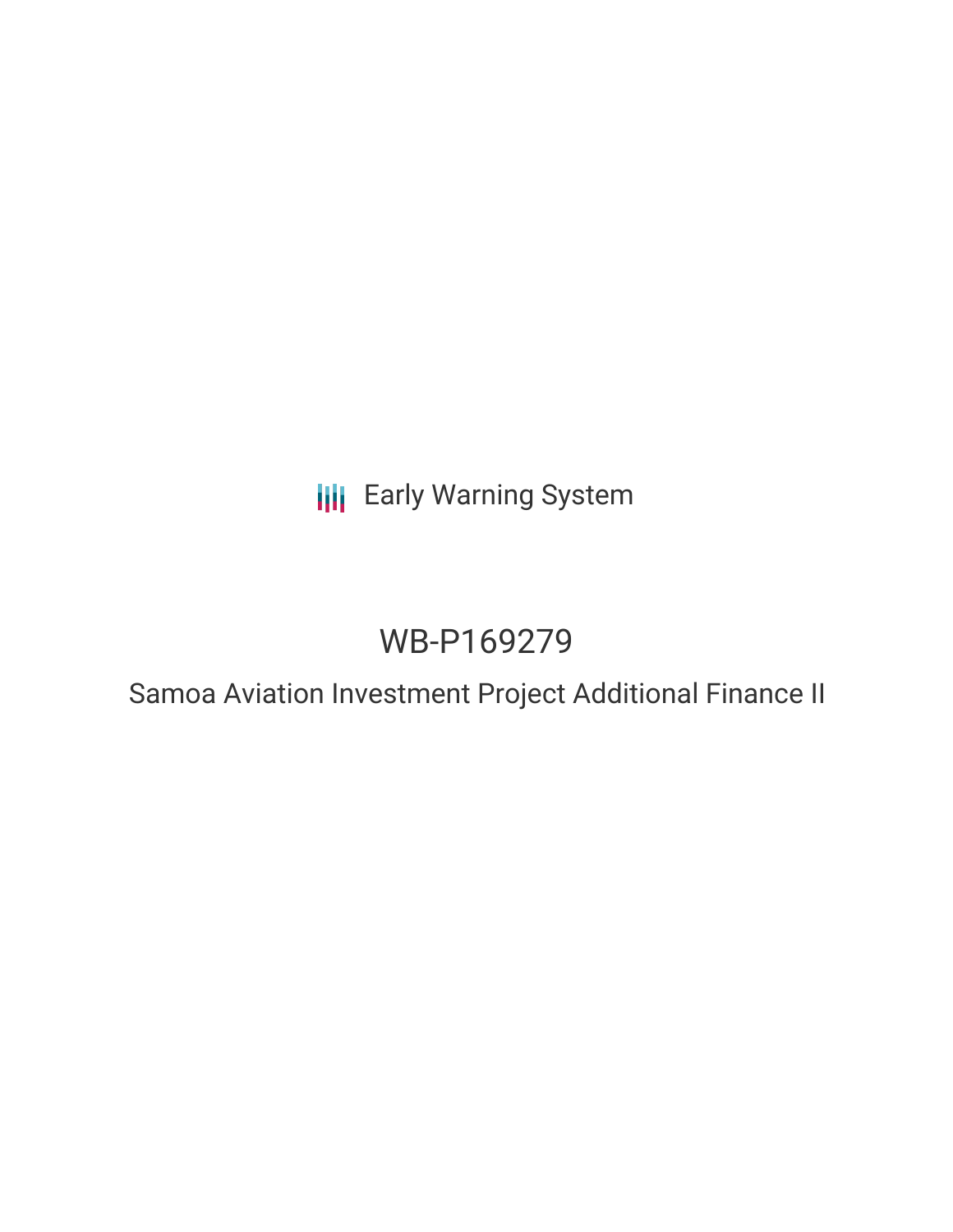Early Warning System

# WB-P169279

## Samoa Aviation Investment Project Additional Finance II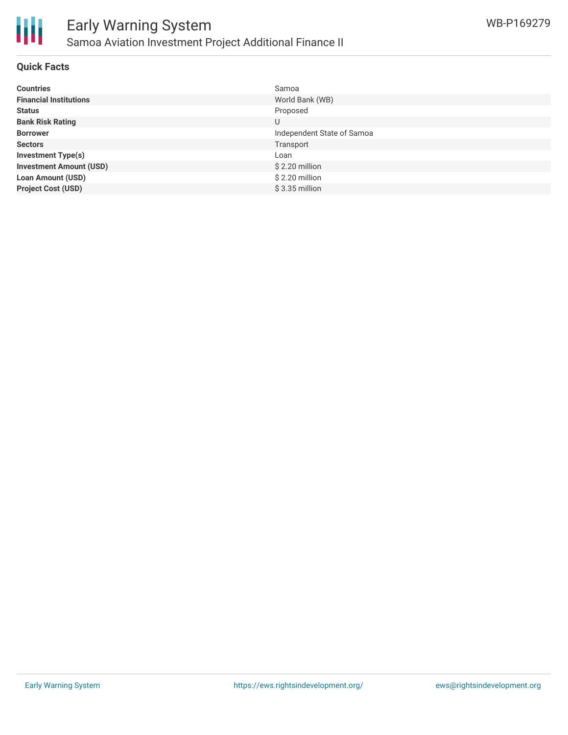## Quick Facts

| | |
|---|---|
| **Countries** | Samoa |
| **Financial Institutions** | World Bank (WB) |
| **Status** | Proposed |
| **Bank Risk Rating** | U |
| **Borrower** | Independent State of Samoa |
| **Sectors** | Transport |
| **Investment Type(s)** | Loan |
| **Investment Amount (USD)** | $ 2.20 million |
| **Loan Amount (USD)** | $ 2.20 million |
| **Project Cost (USD)** | $ 3.35 million |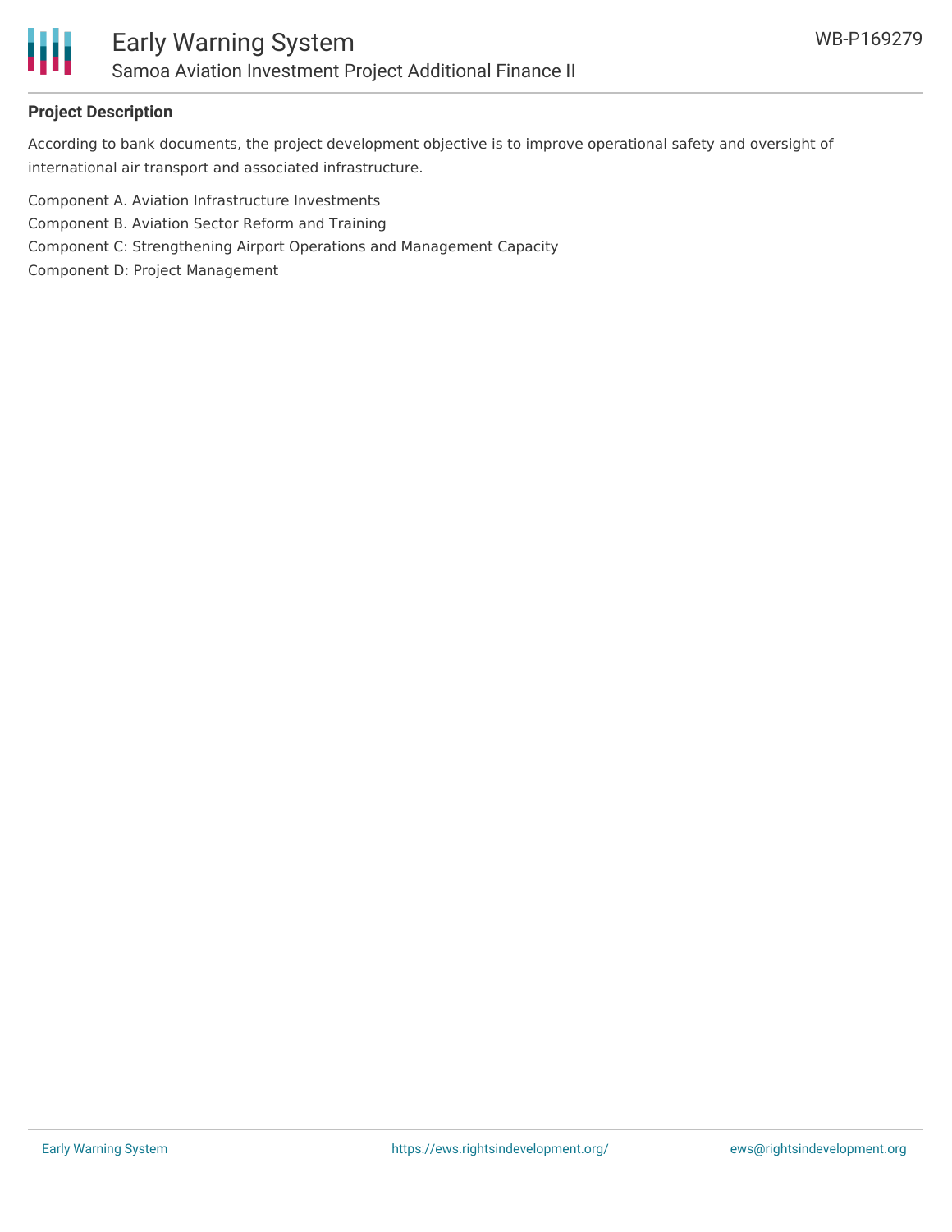## Project Description

According to bank documents, the project development objective is to improve operational safety and oversight of international air transport and associated infrastructure.

Component A. Aviation Infrastructure Investments

Component B. Aviation Sector Reform and Training

Component C: Strengthening Airport Operations and Management Capacity

Component D: Project Management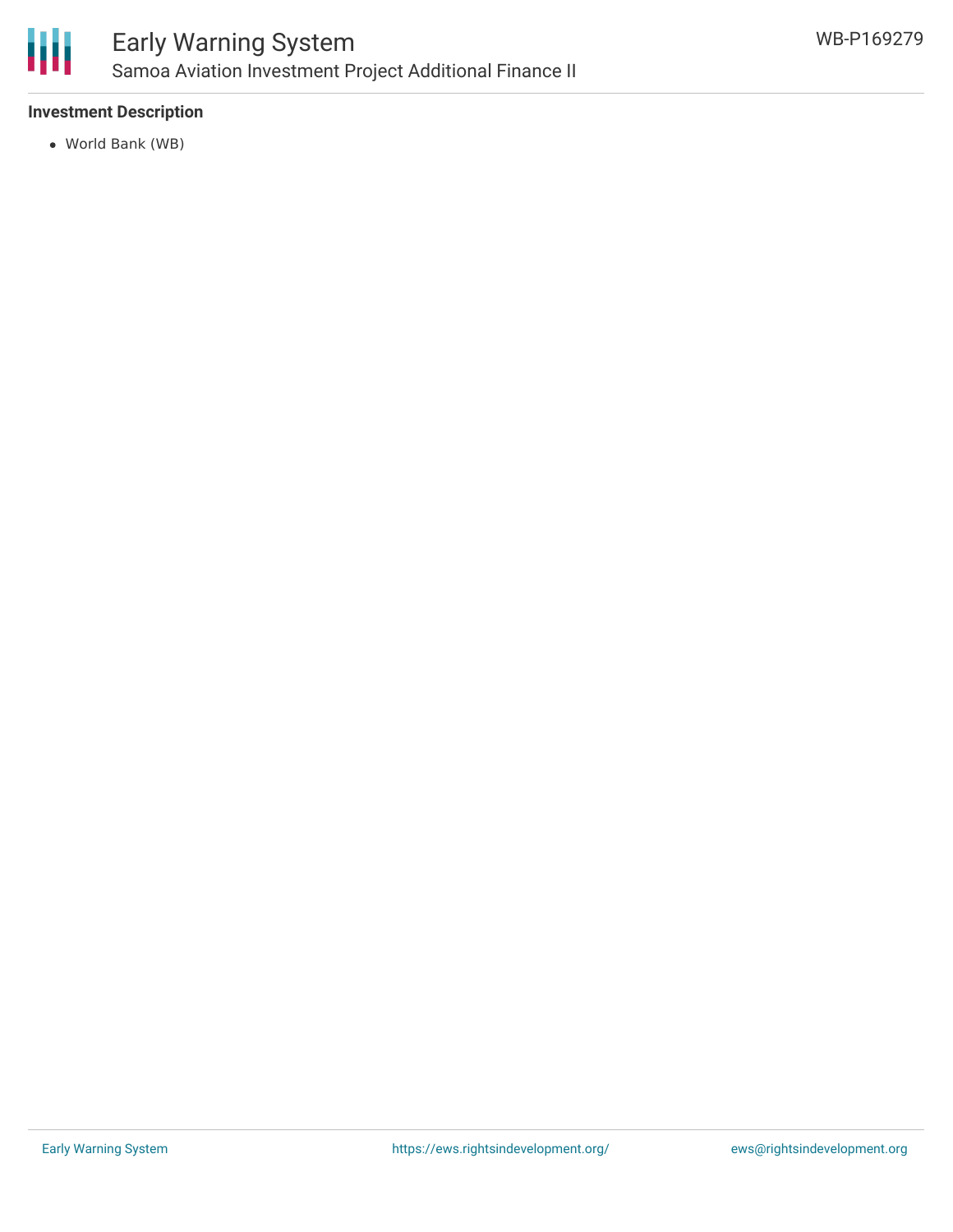### Investment Description

- World Bank (WB)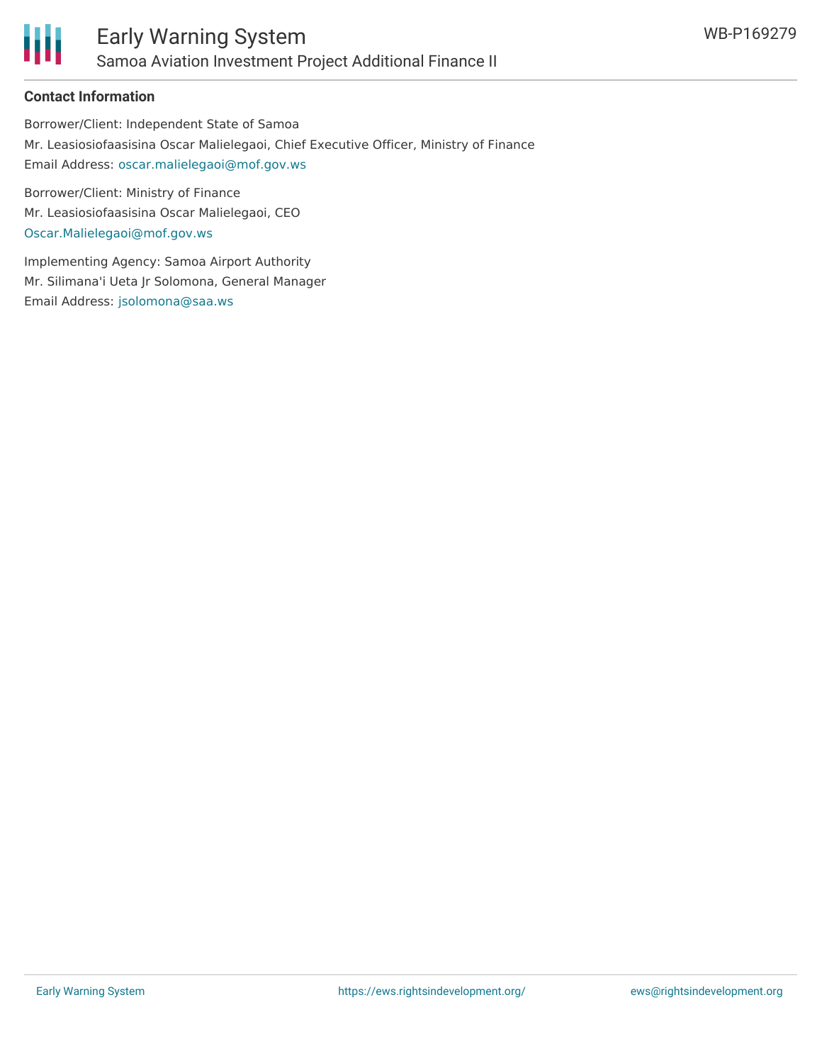**Contact Information**

Borrower/Client: Independent State of Samoa

Mr. Leasiosiofaasisina Oscar Malielegaoi, Chief Executive Officer, Ministry of Finance

Email Address: oscar.malielegaoi@mof.gov.ws

Borrower/Client: Ministry of Finance

Mr. Leasiosiofaasisina Oscar Malielegaoi, CEO

Oscar.Malielegaoi@mof.gov.ws

Implementing Agency: Samoa Airport Authority

Mr. Silimana'i Ueta Jr Solomona, General Manager

Email Address: jsolomona@saa.ws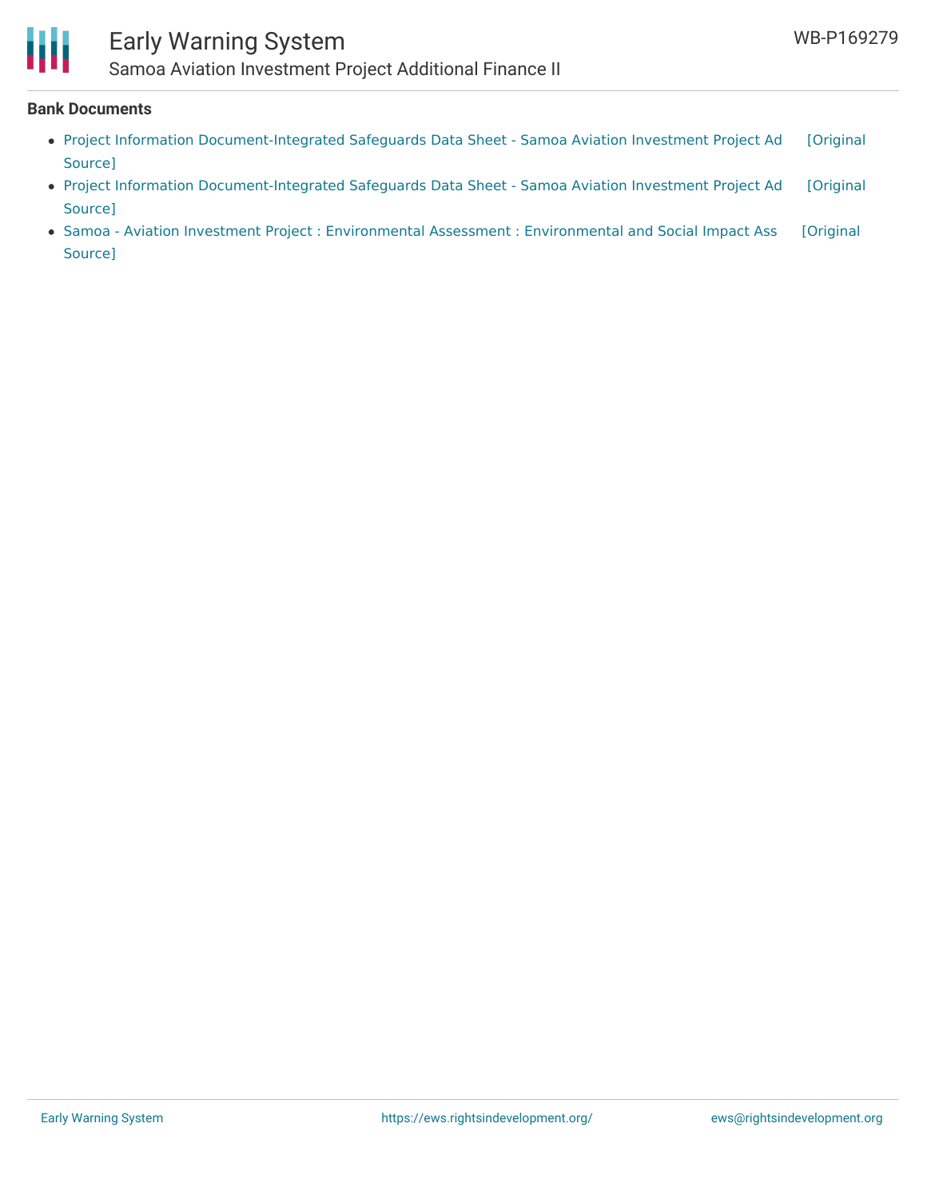**Bank Documents**

- Project Information Document-Integrated Safeguards Data Sheet - Samoa Aviation Investment Project Ad [Original Source]
- Project Information Document-Integrated Safeguards Data Sheet - Samoa Aviation Investment Project Ad [Original Source]
- Samoa - Aviation Investment Project : Environmental Assessment : Environmental and Social Impact Ass [Original Source]